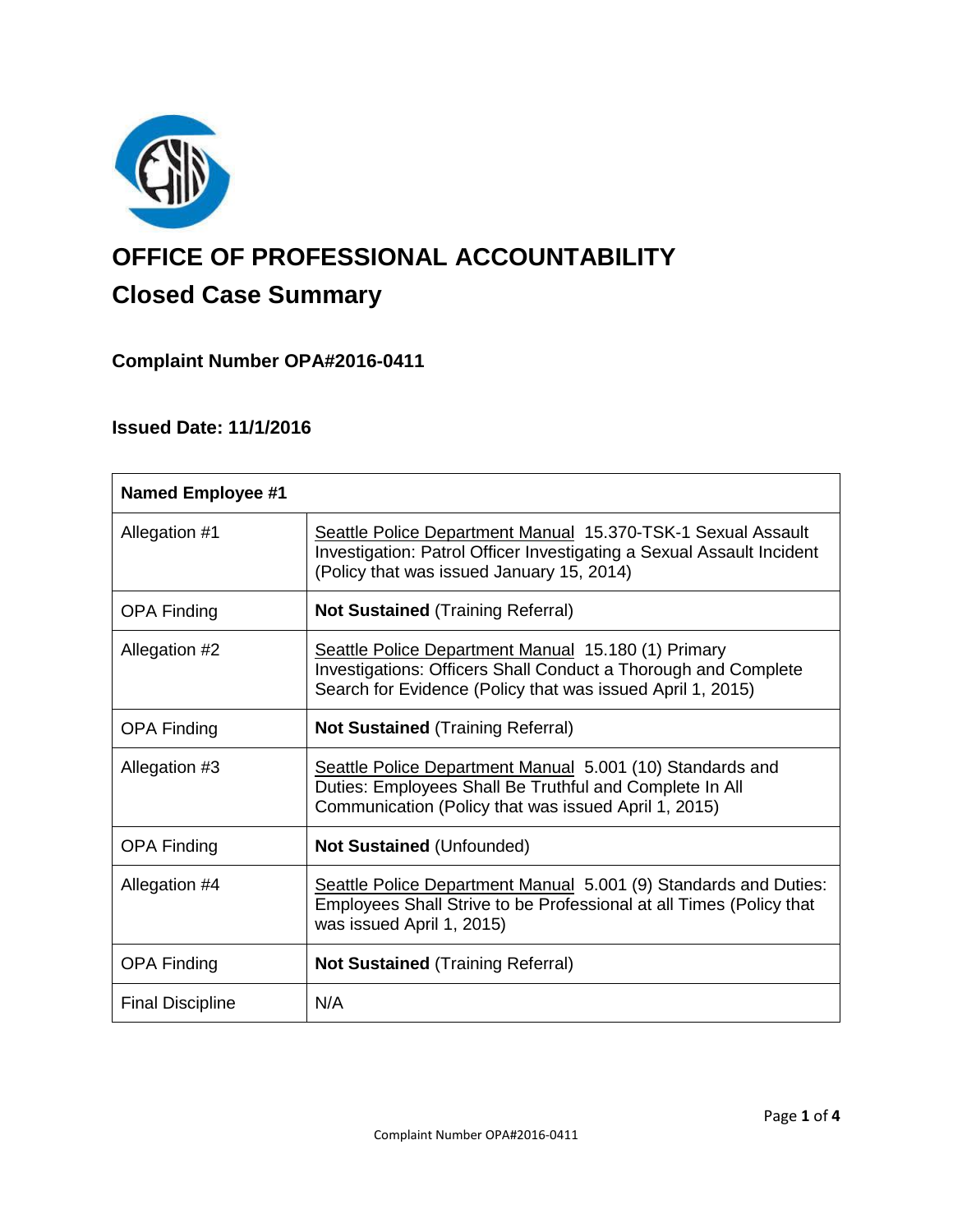# OFFICE OF PROFESSIONAL ACCOUNTABILITY

## Closed Case Summary

### Complaint Number OPA#2016-0411

### Issued Date: 11/1/2016

| **Named Employee #1** | |
|---|---|
| Allegation #1 | Seattle Police Department Manual 15.370-TSK-1 Sexual Assault Investigation: Patrol Officer Investigating a Sexual Assault Incident (Policy that was issued January 15, 2014) |
| OPA Finding | **Not Sustained** (Training Referral) |
| Allegation #2 | Seattle Police Department Manual 15.180 (1) Primary Investigations: Officers Shall Conduct a Thorough and Complete Search for Evidence (Policy that was issued April 1, 2015) |
| OPA Finding | **Not Sustained** (Training Referral) |
| Allegation #3 | Seattle Police Department Manual 5.001 (10) Standards and Duties: Employees Shall Be Truthful and Complete In All Communication (Policy that was issued April 1, 2015) |
| OPA Finding | **Not Sustained** (Unfounded) |
| Allegation #4 | Seattle Police Department Manual 5.001 (9) Standards and Duties: Employees Shall Strive to be Professional at all Times (Policy that was issued April 1, 2015) |
| OPA Finding | **Not Sustained** (Training Referral) |
| Final Discipline | N/A |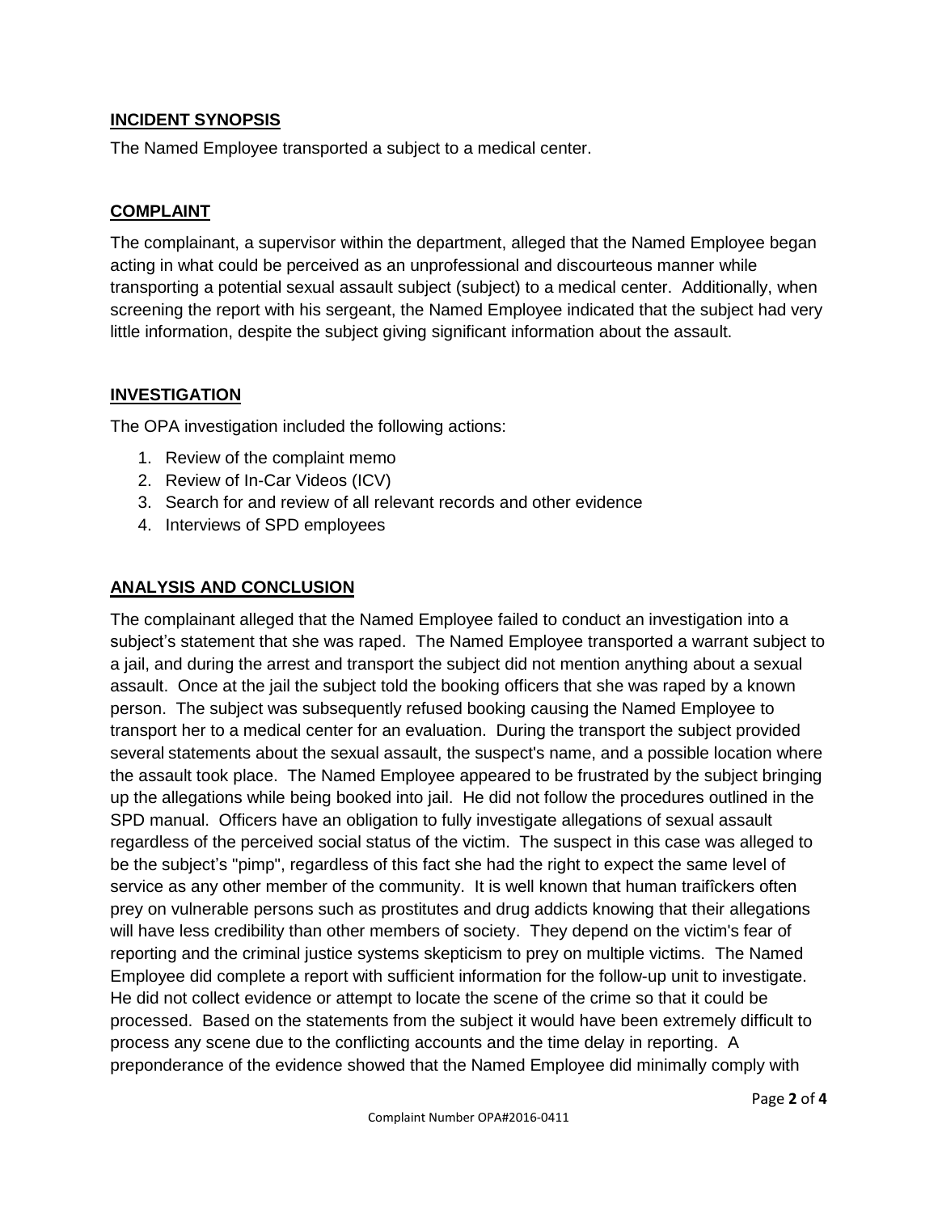## INCIDENT SYNOPSIS

The Named Employee transported a subject to a medical center.

## COMPLAINT

The complainant, a supervisor within the department, alleged that the Named Employee began acting in what could be perceived as an unprofessional and discourteous manner while transporting a potential sexual assault subject (subject) to a medical center. Additionally, when screening the report with his sergeant, the Named Employee indicated that the subject had very little information, despite the subject giving significant information about the assault.

## INVESTIGATION

The OPA investigation included the following actions:

1. Review of the complaint memo
2. Review of In-Car Videos (ICV)
3. Search for and review of all relevant records and other evidence
4. Interviews of SPD employees

## ANALYSIS AND CONCLUSION

The complainant alleged that the Named Employee failed to conduct an investigation into a subject's statement that she was raped. The Named Employee transported a warrant subject to a jail, and during the arrest and transport the subject did not mention anything about a sexual assault. Once at the jail the subject told the booking officers that she was raped by a known person. The subject was subsequently refused booking causing the Named Employee to transport her to a medical center for an evaluation. During the transport the subject provided several statements about the sexual assault, the suspect's name, and a possible location where the assault took place. The Named Employee appeared to be frustrated by the subject bringing up the allegations while being booked into jail. He did not follow the procedures outlined in the SPD manual. Officers have an obligation to fully investigate allegations of sexual assault regardless of the perceived social status of the victim. The suspect in this case was alleged to be the subject's "pimp", regardless of this fact she had the right to expect the same level of service as any other member of the community. It is well known that human traifîckers often prey on vulnerable persons such as prostitutes and drug addicts knowing that their allegations will have less credibility than other members of society. They depend on the victim's fear of reporting and the criminal justice systems skepticism to prey on multiple victims. The Named Employee did complete a report with sufficient information for the follow-up unit to investigate. He did not collect evidence or attempt to locate the scene of the crime so that it could be processed. Based on the statements from the subject it would have been extremely difficult to process any scene due to the conflicting accounts and the time delay in reporting. A preponderance of the evidence showed that the Named Employee did minimally comply with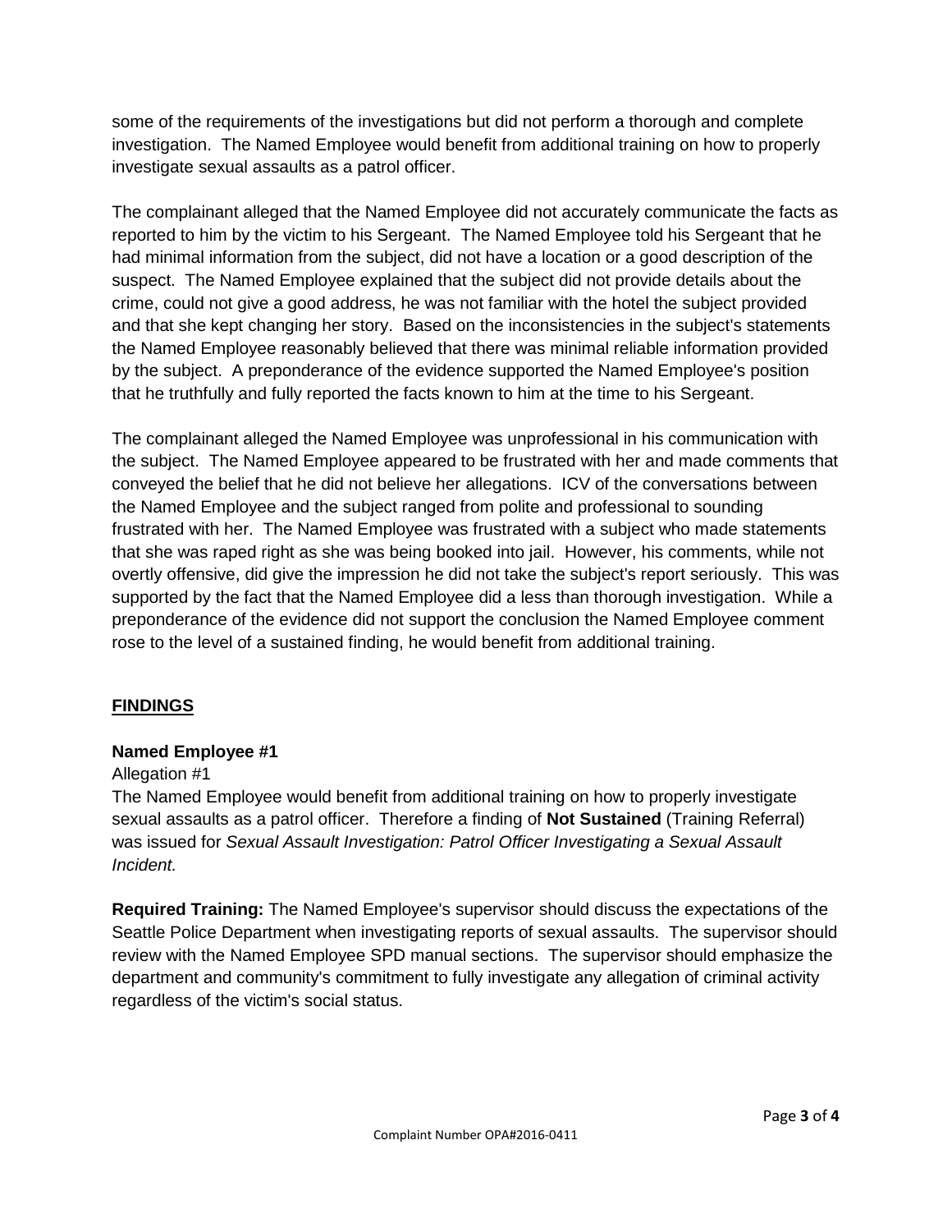some of the requirements of the investigations but did not perform a thorough and complete investigation. The Named Employee would benefit from additional training on how to properly investigate sexual assaults as a patrol officer.

The complainant alleged that the Named Employee did not accurately communicate the facts as reported to him by the victim to his Sergeant. The Named Employee told his Sergeant that he had minimal information from the subject, did not have a location or a good description of the suspect. The Named Employee explained that the subject did not provide details about the crime, could not give a good address, he was not familiar with the hotel the subject provided and that she kept changing her story. Based on the inconsistencies in the subject's statements the Named Employee reasonably believed that there was minimal reliable information provided by the subject. A preponderance of the evidence supported the Named Employee's position that he truthfully and fully reported the facts known to him at the time to his Sergeant.

The complainant alleged the Named Employee was unprofessional in his communication with the subject. The Named Employee appeared to be frustrated with her and made comments that conveyed the belief that he did not believe her allegations. ICV of the conversations between the Named Employee and the subject ranged from polite and professional to sounding frustrated with her. The Named Employee was frustrated with a subject who made statements that she was raped right as she was being booked into jail. However, his comments, while not overtly offensive, did give the impression he did not take the subject's report seriously. This was supported by the fact that the Named Employee did a less than thorough investigation. While a preponderance of the evidence did not support the conclusion the Named Employee comment rose to the level of a sustained finding, he would benefit from additional training.

## FINDINGS

**Named Employee #1**

Allegation #1

The Named Employee would benefit from additional training on how to properly investigate sexual assaults as a patrol officer. Therefore a finding of **Not Sustained** (Training Referral) was issued for *Sexual Assault Investigation: Patrol Officer Investigating a Sexual Assault Incident.*

**Required Training:** The Named Employee's supervisor should discuss the expectations of the Seattle Police Department when investigating reports of sexual assaults. The supervisor should review with the Named Employee SPD manual sections. The supervisor should emphasize the department and community's commitment to fully investigate any allegation of criminal activity regardless of the victim's social status.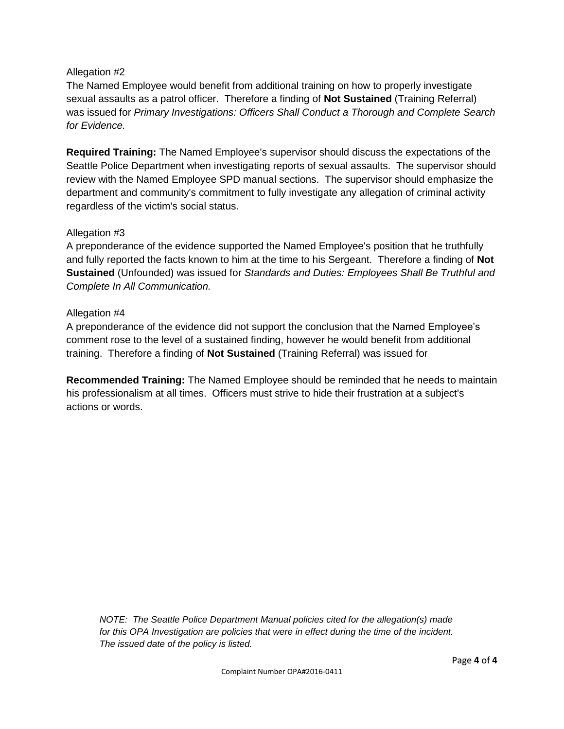Allegation #2

The Named Employee would benefit from additional training on how to properly investigate sexual assaults as a patrol officer. Therefore a finding of **Not Sustained** (Training Referral) was issued for *Primary Investigations: Officers Shall Conduct a Thorough and Complete Search for Evidence.*

**Required Training:** The Named Employee's supervisor should discuss the expectations of the Seattle Police Department when investigating reports of sexual assaults. The supervisor should review with the Named Employee SPD manual sections. The supervisor should emphasize the department and community's commitment to fully investigate any allegation of criminal activity regardless of the victim's social status.

Allegation #3

A preponderance of the evidence supported the Named Employee's position that he truthfully and fully reported the facts known to him at the time to his Sergeant. Therefore a finding of **Not Sustained** (Unfounded) was issued for *Standards and Duties: Employees Shall Be Truthful and Complete In All Communication.*

Allegation #4

A preponderance of the evidence did not support the conclusion that the Named Employee's comment rose to the level of a sustained finding, however he would benefit from additional training. Therefore a finding of **Not Sustained** (Training Referral) was issued for

**Recommended Training:** The Named Employee should be reminded that he needs to maintain his professionalism at all times. Officers must strive to hide their frustration at a subject's actions or words.

*NOTE: The Seattle Police Department Manual policies cited for the allegation(s) made for this OPA Investigation are policies that were in effect during the time of the incident. The issued date of the policy is listed.*

Complaint Number OPA#2016-0411